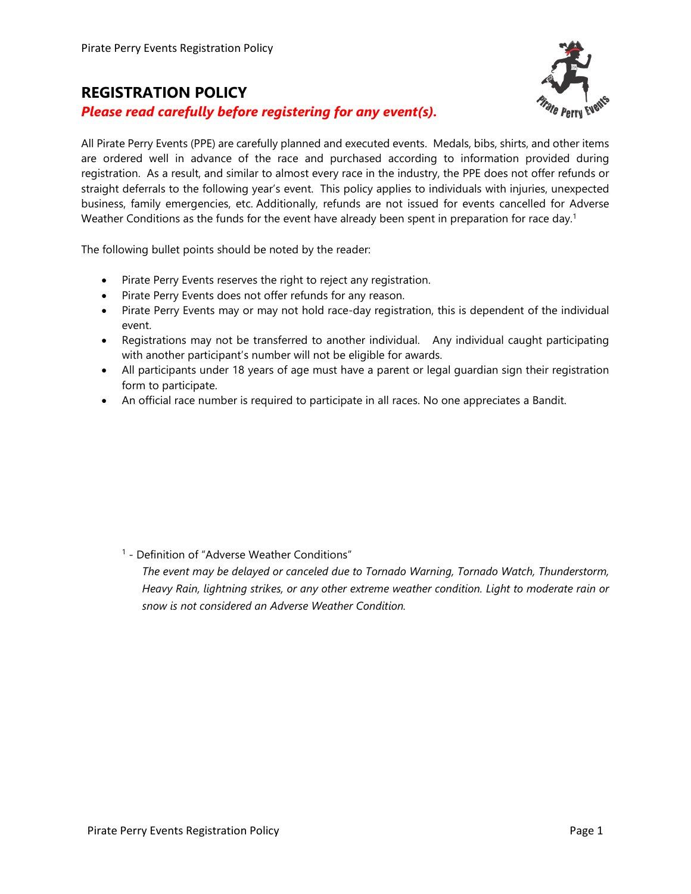# REGISTRATION POLICY

***Please read carefully before registering for any event(s).***

All Pirate Perry Events (PPE) are carefully planned and executed events. Medals, bibs, shirts, and other items are ordered well in advance of the race and purchased according to information provided during registration. As a result, and similar to almost every race in the industry, the PPE does not offer refunds or straight deferrals to the following year's event. This policy applies to individuals with injuries, unexpected business, family emergencies, etc. Additionally, refunds are not issued for events cancelled for Adverse Weather Conditions as the funds for the event have already been spent in preparation for race day.[1]

The following bullet points should be noted by the reader:

- Pirate Perry Events reserves the right to reject any registration.
- Pirate Perry Events does not offer refunds for any reason.
- Pirate Perry Events may or may not hold race-day registration, this is dependent of the individual event.
- Registrations may not be transferred to another individual. Any individual caught participating with another participant's number will not be eligible for awards.
- All participants under 18 years of age must have a parent or legal guardian sign their registration form to participate.
- An official race number is required to participate in all races. No one appreciates a Bandit.

[1] - Definition of "Adverse Weather Conditions"

*The event may be delayed or canceled due to Tornado Warning, Tornado Watch, Thunderstorm, Heavy Rain, lightning strikes, or any other extreme weather condition. Light to moderate rain or snow is not considered an Adverse Weather Condition.*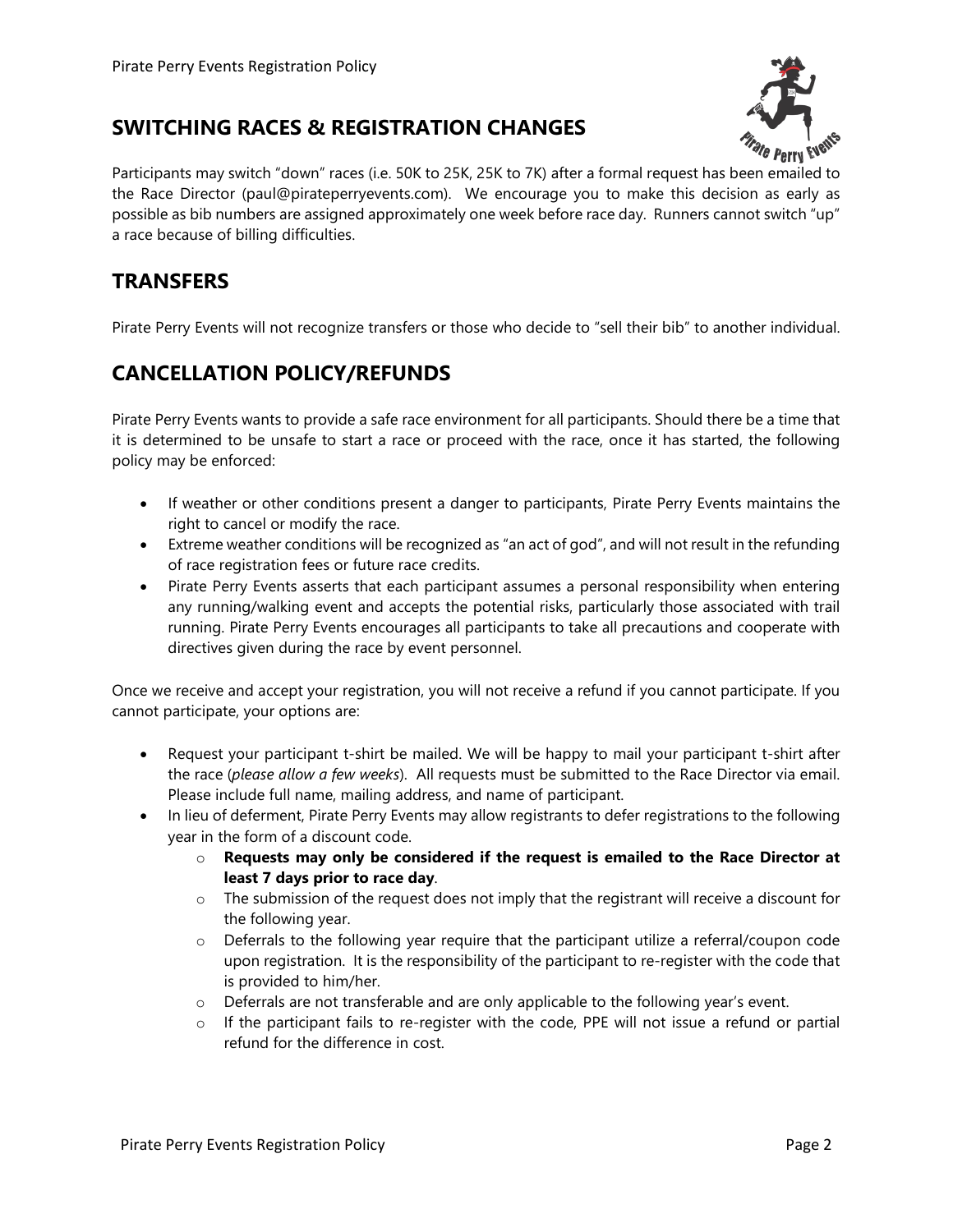## SWITCHING RACES & REGISTRATION CHANGES

Participants may switch "down" races (i.e. 50K to 25K, 25K to 7K) after a formal request has been emailed to the Race Director (paul@pirateperryevents.com). We encourage you to make this decision as early as possible as bib numbers are assigned approximately one week before race day. Runners cannot switch "up" a race because of billing difficulties.

## TRANSFERS

Pirate Perry Events will not recognize transfers or those who decide to "sell their bib" to another individual.

## CANCELLATION POLICY/REFUNDS

Pirate Perry Events wants to provide a safe race environment for all participants. Should there be a time that it is determined to be unsafe to start a race or proceed with the race, once it has started, the following policy may be enforced:

- If weather or other conditions present a danger to participants, Pirate Perry Events maintains the right to cancel or modify the race.
- Extreme weather conditions will be recognized as "an act of god", and will not result in the refunding of race registration fees or future race credits.
- Pirate Perry Events asserts that each participant assumes a personal responsibility when entering any running/walking event and accepts the potential risks, particularly those associated with trail running. Pirate Perry Events encourages all participants to take all precautions and cooperate with directives given during the race by event personnel.

Once we receive and accept your registration, you will not receive a refund if you cannot participate. If you cannot participate, your options are:

- Request your participant t-shirt be mailed. We will be happy to mail your participant t-shirt after the race (*please allow a few weeks*). All requests must be submitted to the Race Director via email. Please include full name, mailing address, and name of participant.
- In lieu of deferment, Pirate Perry Events may allow registrants to defer registrations to the following year in the form of a discount code.
  - **Requests may only be considered if the request is emailed to the Race Director at least 7 days prior to race day**.
  - The submission of the request does not imply that the registrant will receive a discount for the following year.
  - Deferrals to the following year require that the participant utilize a referral/coupon code upon registration. It is the responsibility of the participant to re-register with the code that is provided to him/her.
  - Deferrals are not transferable and are only applicable to the following year's event.
  - If the participant fails to re-register with the code, PPE will not issue a refund or partial refund for the difference in cost.